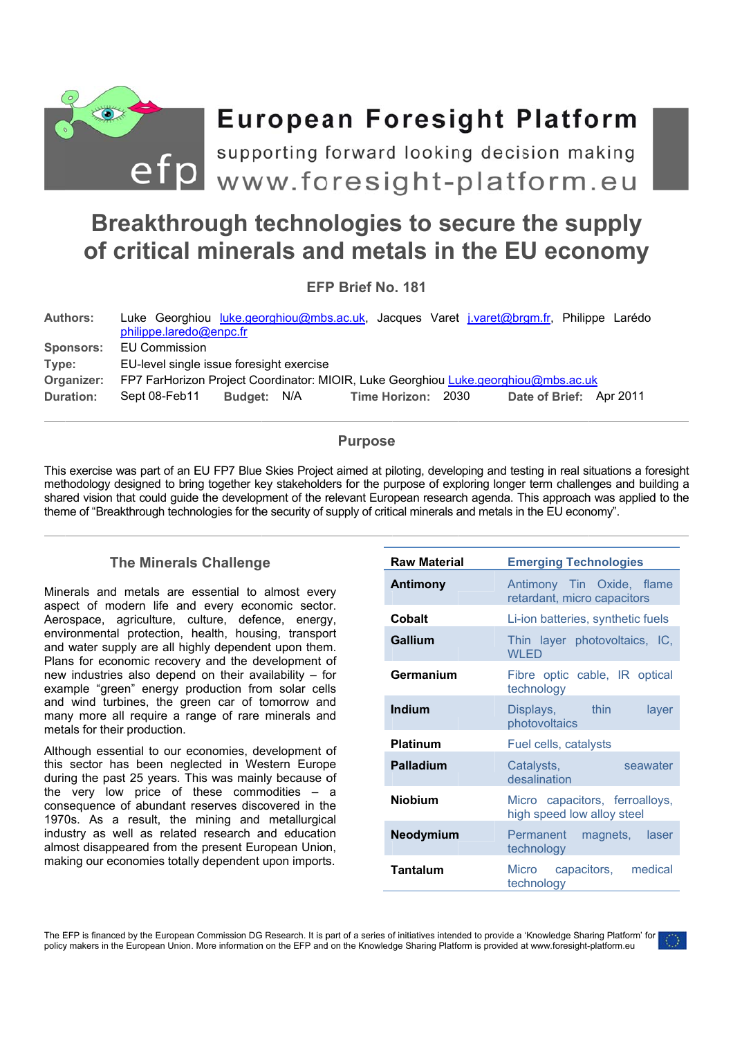# European Foresight Platform

supporting forward looking decision making

www.foresight-platform.eu

# Breakthrough technologies to secure the supply of critical minerals and metals in the EU economy

### EFP Brief No. 181

**Authors:** Luke Georghiou luke.georghiou@mbs.ac.uk, Jacques Varet j.varet@brgm.fr, Philippe Larédo philippe.laredo@enpc.fr

**Sponsors:** EU Commission

**Type:** EU-level single issue foresight exercise

**Organizer:** FP7 FarHorizon Project Coordinator: MIOIR, Luke Georghiou Luke.georghiou@mbs.ac.uk

**Duration:** Sept 08-Feb11 **Budget:** N/A **Time Horizon:** 2030 **Date of Brief:** Apr 2011

---

## Purpose

This exercise was part of an EU FP7 Blue Skies Project aimed at piloting, developing and testing in real situations a foresight methodology designed to bring together key stakeholders for the purpose of exploring longer term challenges and building a shared vision that could guide the development of the relevant European research agenda. This approach was applied to the theme of "Breakthrough technologies for the security of supply of critical minerals and metals in the EU economy".

---

## The Minerals Challenge

Minerals and metals are essential to almost every aspect of modern life and every economic sector. Aerospace, agriculture, culture, defence, energy, environmental protection, health, housing, transport and water supply are all highly dependent upon them. Plans for economic recovery and the development of new industries also depend on their availability – for example "green" energy production from solar cells and wind turbines, the green car of tomorrow and many more all require a range of rare minerals and metals for their production.

Although essential to our economies, development of this sector has been neglected in Western Europe during the past 25 years. This was mainly because of the very low price of these commodities – a consequence of abundant reserves discovered in the 1970s. As a result, the mining and metallurgical industry as well as related research and education almost disappeared from the present European Union, making our economies totally dependent upon imports.

| Raw Material | Emerging Technologies |
|---|---|
| **Antimony** | Antimony Tin Oxide, flame retardant, micro capacitors |
| **Cobalt** | Li-ion batteries, synthetic fuels |
| **Gallium** | Thin layer photovoltaics, IC, WLED |
| **Germanium** | Fibre optic cable, IR optical technology |
| **Indium** | Displays, thin layer photovoltaics |
| **Platinum** | Fuel cells, catalysts |
| **Palladium** | Catalysts, seawater desalination |
| **Niobium** | Micro capacitors, ferroalloys, high speed low alloy steel |
| **Neodymium** | Permanent magnets, laser technology |
| **Tantalum** | Micro capacitors, medical technology |

The EFP is financed by the European Commission DG Research. It is part of a series of initiatives intended to provide a 'Knowledge Sharing Platform' for policy makers in the European Union. More information on the EFP and on the Knowledge Sharing Platform is provided at www.foresight-platform.eu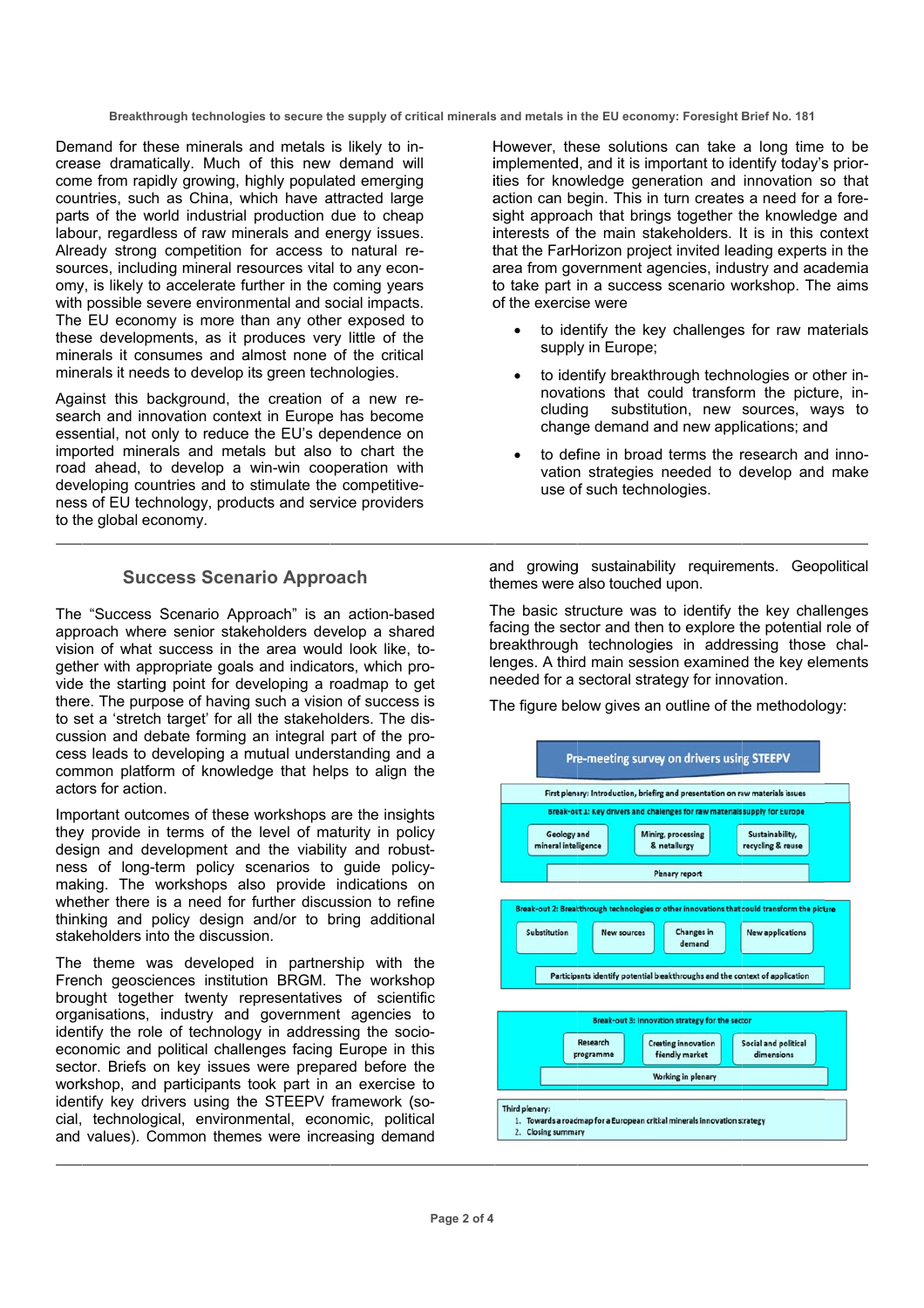Demand for these minerals and metals is likely to increase dramatically. Much of this new demand will come from rapidly growing, highly populated emerging countries, such as China, which have attracted large parts of the world industrial production due to cheap labour, regardless of raw minerals and energy issues. Already strong competition for access to natural resources, including mineral resources vital to any economy, is likely to accelerate further in the coming years with possible severe environmental and social impacts. The EU economy is more than any other exposed to these developments, as it produces very little of the minerals it consumes and almost none of the critical minerals it needs to develop its green technologies.

Against this background, the creation of a new research and innovation context in Europe has become essential, not only to reduce the EU's dependence on imported minerals and metals but also to chart the road ahead, to develop a win-win cooperation with developing countries and to stimulate the competitiveness of EU technology, products and service providers to the global economy.

However, these solutions can take a long time to be implemented, and it is important to identify today's priorities for knowledge generation and innovation so that action can begin. This in turn creates a need for a foresight approach that brings together the knowledge and interests of the main stakeholders. It is in this context that the FarHorizon project invited leading experts in the area from government agencies, industry and academia to take part in a success scenario workshop. The aims of the exercise were

- to identify the key challenges for raw materials supply in Europe;
- to identify breakthrough technologies or other innovations that could transform the picture, including substitution, new sources, ways to change demand and new applications; and
- to define in broad terms the research and innovation strategies needed to develop and make use of such technologies.

## Success Scenario Approach

The "Success Scenario Approach" is an action-based approach where senior stakeholders develop a shared vision of what success in the area would look like, together with appropriate goals and indicators, which provide the starting point for developing a roadmap to get there. The purpose of having such a vision of success is to set a 'stretch target' for all the stakeholders. The discussion and debate forming an integral part of the process leads to developing a mutual understanding and a common platform of knowledge that helps to align the actors for action.

Important outcomes of these workshops are the insights they provide in terms of the level of maturity in policy design and development and the viability and robustness of long-term policy scenarios to guide policy-making. The workshops also provide indications on whether there is a need for further discussion to refine thinking and policy design and/or to bring additional stakeholders into the discussion.

The theme was developed in partnership with the French geosciences institution BRGM. The workshop brought together twenty representatives of scientific organisations, industry and government agencies to identify the role of technology in addressing the socio-economic and political challenges facing Europe in this sector. Briefs on key issues were prepared before the workshop, and participants took part in an exercise to identify key drivers using the STEEPV framework (social, technological, environmental, economic, political and values). Common themes were increasing demand and growing sustainability requirements. Geopolitical themes were also touched upon.

The basic structure was to identify the key challenges facing the sector and then to explore the potential role of breakthrough technologies in addressing those challenges. A third main session examined the key elements needed for a sectoral strategy for innovation.

The figure below gives an outline of the methodology:

**Pre-meeting survey on drivers using STEEPV**

First plenary: Introduction, briefing and presentation on raw materials issues

Break-out 1: Key drivers and challenges for raw materials supply for Europe
- Geology and mineral intelligence
- Mining, processing & metallurgy
- Sustainability, recycling & reuse
- Plenary report

Break-out 2: Breakthrough technologies or other innovations that could transform the picture
- Substitution
- New sources
- Changes in demand
- New applications
- Participants identify potential breakthroughs and the context of application

Break-out 3: Innovation strategy for the sector
- Research programme
- Creating innovation fiendly market
- Social and political dimensions
- Working in plenary

Third plenary:
1. Towards a roadmap for a European critical minerals innovation strategy
2. Closing summary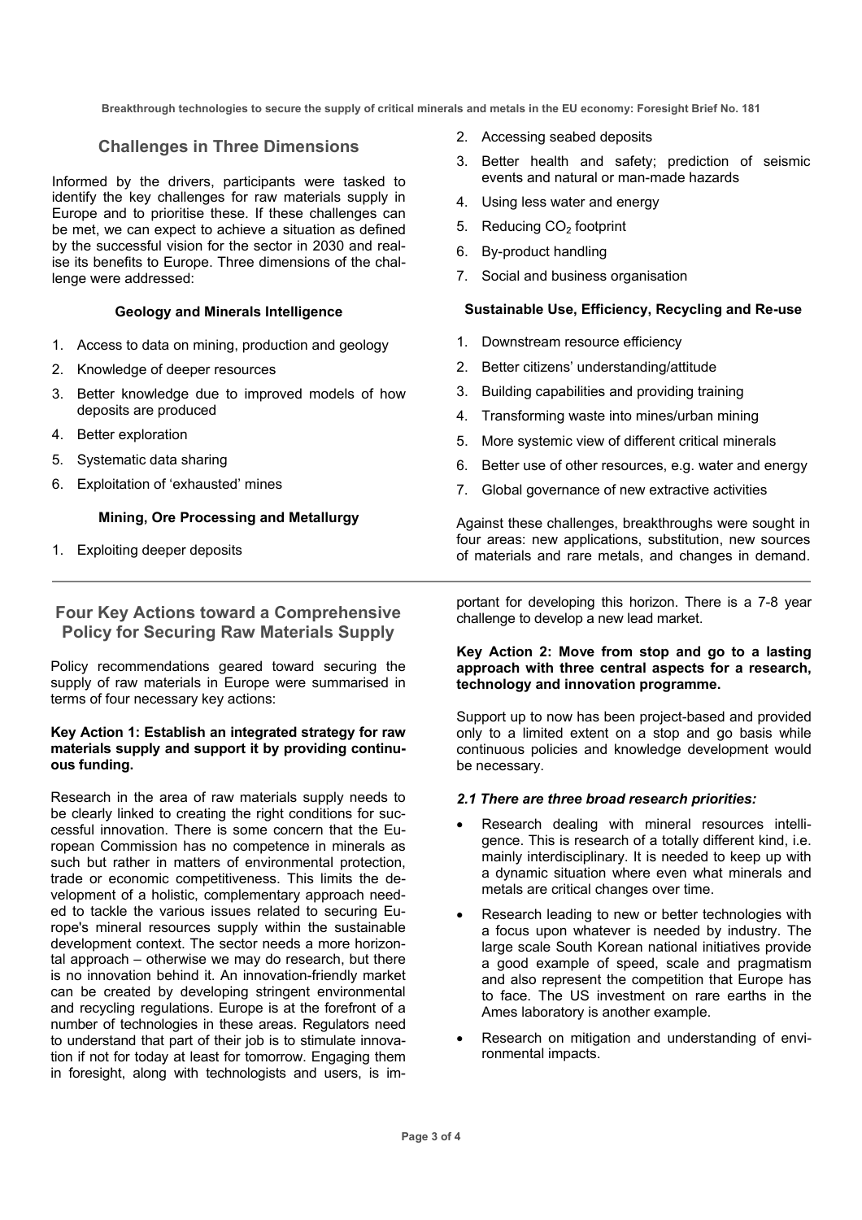## Challenges in Three Dimensions

Informed by the drivers, participants were tasked to identify the key challenges for raw materials supply in Europe and to prioritise these. If these challenges can be met, we can expect to achieve a situation as defined by the successful vision for the sector in 2030 and realise its benefits to Europe. Three dimensions of the challenge were addressed:

#### Geology and Minerals Intelligence

1. Access to data on mining, production and geology
2. Knowledge of deeper resources
3. Better knowledge due to improved models of how deposits are produced
4. Better exploration
5. Systematic data sharing
6. Exploitation of 'exhausted' mines

#### Mining, Ore Processing and Metallurgy

1. Exploiting deeper deposits
2. Accessing seabed deposits
3. Better health and safety; prediction of seismic events and natural or man-made hazards
4. Using less water and energy
5. Reducing $CO_2$ footprint
6. By-product handling
7. Social and business organisation

#### Sustainable Use, Efficiency, Recycling and Re-use

1. Downstream resource efficiency
2. Better citizens' understanding/attitude
3. Building capabilities and providing training
4. Transforming waste into mines/urban mining
5. More systemic view of different critical minerals
6. Better use of other resources, e.g. water and energy
7. Global governance of new extractive activities

Against these challenges, breakthroughs were sought in four areas: new applications, substitution, new sources of materials and rare metals, and changes in demand.

## Four Key Actions toward a Comprehensive Policy for Securing Raw Materials Supply

Policy recommendations geared toward securing the supply of raw materials in Europe were summarised in terms of four necessary key actions:

**Key Action 1: Establish an integrated strategy for raw materials supply and support it by providing continuous funding.**

Research in the area of raw materials supply needs to be clearly linked to creating the right conditions for successful innovation. There is some concern that the European Commission has no competence in minerals as such but rather in matters of environmental protection, trade or economic competitiveness. This limits the development of a holistic, complementary approach needed to tackle the various issues related to securing Europe's mineral resources supply within the sustainable development context. The sector needs a more horizontal approach – otherwise we may do research, but there is no innovation behind it. An innovation-friendly market can be created by developing stringent environmental and recycling regulations. Europe is at the forefront of a number of technologies in these areas. Regulators need to understand that part of their job is to stimulate innovation if not for today at least for tomorrow. Engaging them in foresight, along with technologists and users, is important for developing this horizon. There is a 7-8 year challenge to develop a new lead market.

**Key Action 2: Move from stop and go to a lasting approach with three central aspects for a research, technology and innovation programme.**

Support up to now has been project-based and provided only to a limited extent on a stop and go basis while continuous policies and knowledge development would be necessary.

***2.1 There are three broad research priorities:***

- Research dealing with mineral resources intelligence. This is research of a totally different kind, i.e. mainly interdisciplinary. It is needed to keep up with a dynamic situation where even what minerals and metals are critical changes over time.
- Research leading to new or better technologies with a focus upon whatever is needed by industry. The large scale South Korean national initiatives provide a good example of speed, scale and pragmatism and also represent the competition that Europe has to face. The US investment on rare earths in the Ames laboratory is another example.
- Research on mitigation and understanding of environmental impacts.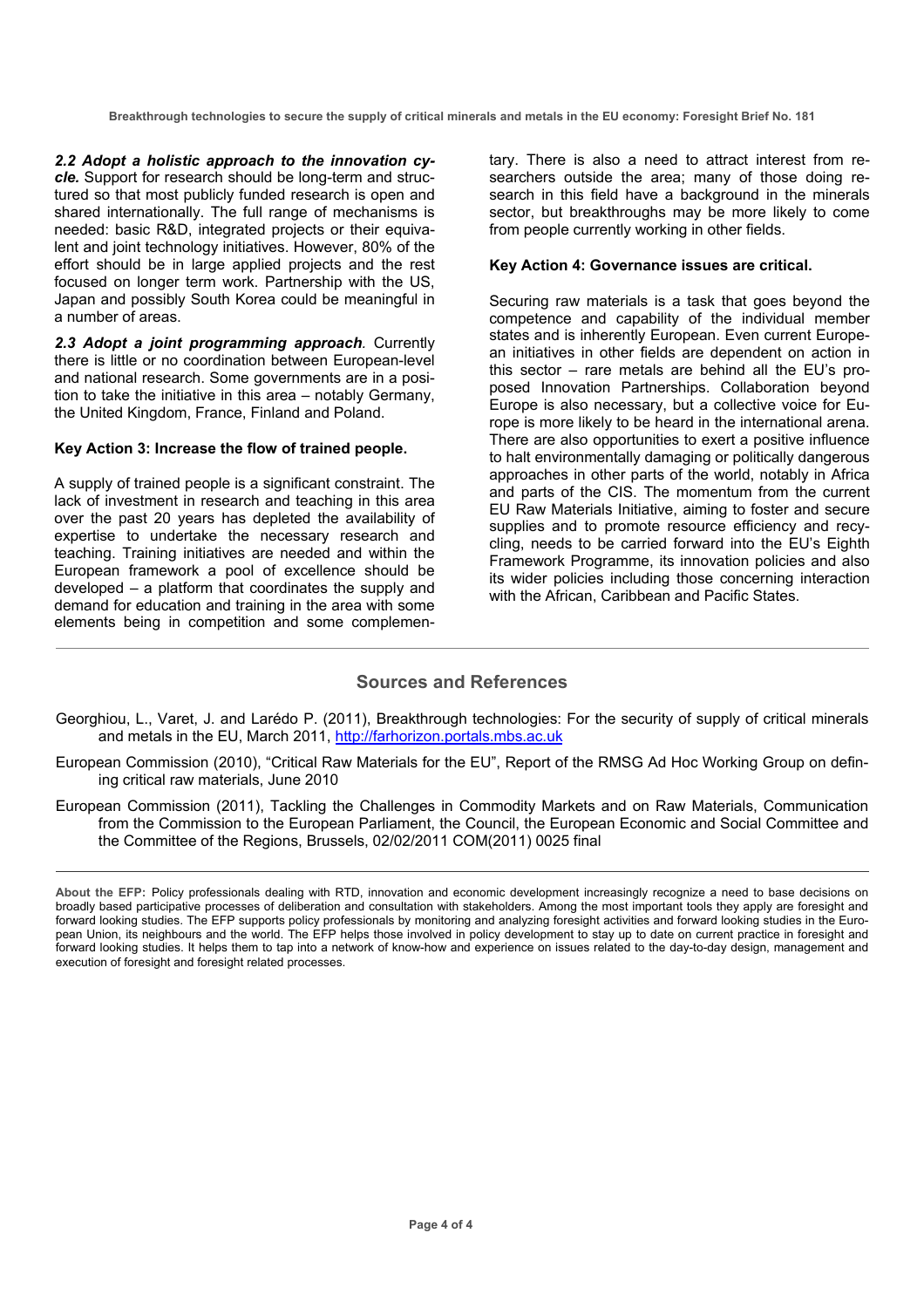***2.2 Adopt a holistic approach to the innovation cycle.*** Support for research should be long-term and structured so that most publicly funded research is open and shared internationally. The full range of mechanisms is needed: basic R&D, integrated projects or their equivalent and joint technology initiatives. However, 80% of the effort should be in large applied projects and the rest focused on longer term work. Partnership with the US, Japan and possibly South Korea could be meaningful in a number of areas.

***2.3 Adopt a joint programming approach.*** Currently there is little or no coordination between European-level and national research. Some governments are in a position to take the initiative in this area – notably Germany, the United Kingdom, France, Finland and Poland.

**Key Action 3: Increase the flow of trained people.**

A supply of trained people is a significant constraint. The lack of investment in research and teaching in this area over the past 20 years has depleted the availability of expertise to undertake the necessary research and teaching. Training initiatives are needed and within the European framework a pool of excellence should be developed – a platform that coordinates the supply and demand for education and training in the area with some elements being in competition and some complementary. There is also a need to attract interest from researchers outside the area; many of those doing research in this field have a background in the minerals sector, but breakthroughs may be more likely to come from people currently working in other fields.

**Key Action 4: Governance issues are critical.**

Securing raw materials is a task that goes beyond the competence and capability of the individual member states and is inherently European. Even current European initiatives in other fields are dependent on action in this sector – rare metals are behind all the EU's proposed Innovation Partnerships. Collaboration beyond Europe is also necessary, but a collective voice for Europe is more likely to be heard in the international arena. There are also opportunities to exert a positive influence to halt environmentally damaging or politically dangerous approaches in other parts of the world, notably in Africa and parts of the CIS. The momentum from the current EU Raw Materials Initiative, aiming to foster and secure supplies and to promote resource efficiency and recycling, needs to be carried forward into the EU's Eighth Framework Programme, its innovation policies and also its wider policies including those concerning interaction with the African, Caribbean and Pacific States.

## Sources and References

Georghiou, L., Varet, J. and Larédo P. (2011), Breakthrough technologies: For the security of supply of critical minerals and metals in the EU, March 2011, http://farhorizon.portals.mbs.ac.uk

European Commission (2010), "Critical Raw Materials for the EU", Report of the RMSG Ad Hoc Working Group on defining critical raw materials, June 2010

European Commission (2011), Tackling the Challenges in Commodity Markets and on Raw Materials, Communication from the Commission to the European Parliament, the Council, the European Economic and Social Committee and the Committee of the Regions, Brussels, 02/02/2011 COM(2011) 0025 final

**About the EFP:** Policy professionals dealing with RTD, innovation and economic development increasingly recognize a need to base decisions on broadly based participative processes of deliberation and consultation with stakeholders. Among the most important tools they apply are foresight and forward looking studies. The EFP supports policy professionals by monitoring and analyzing foresight activities and forward looking studies in the European Union, its neighbours and the world. The EFP helps those involved in policy development to stay up to date on current practice in foresight and forward looking studies. It helps them to tap into a network of know-how and experience on issues related to the day-to-day design, management and execution of foresight and foresight related processes.